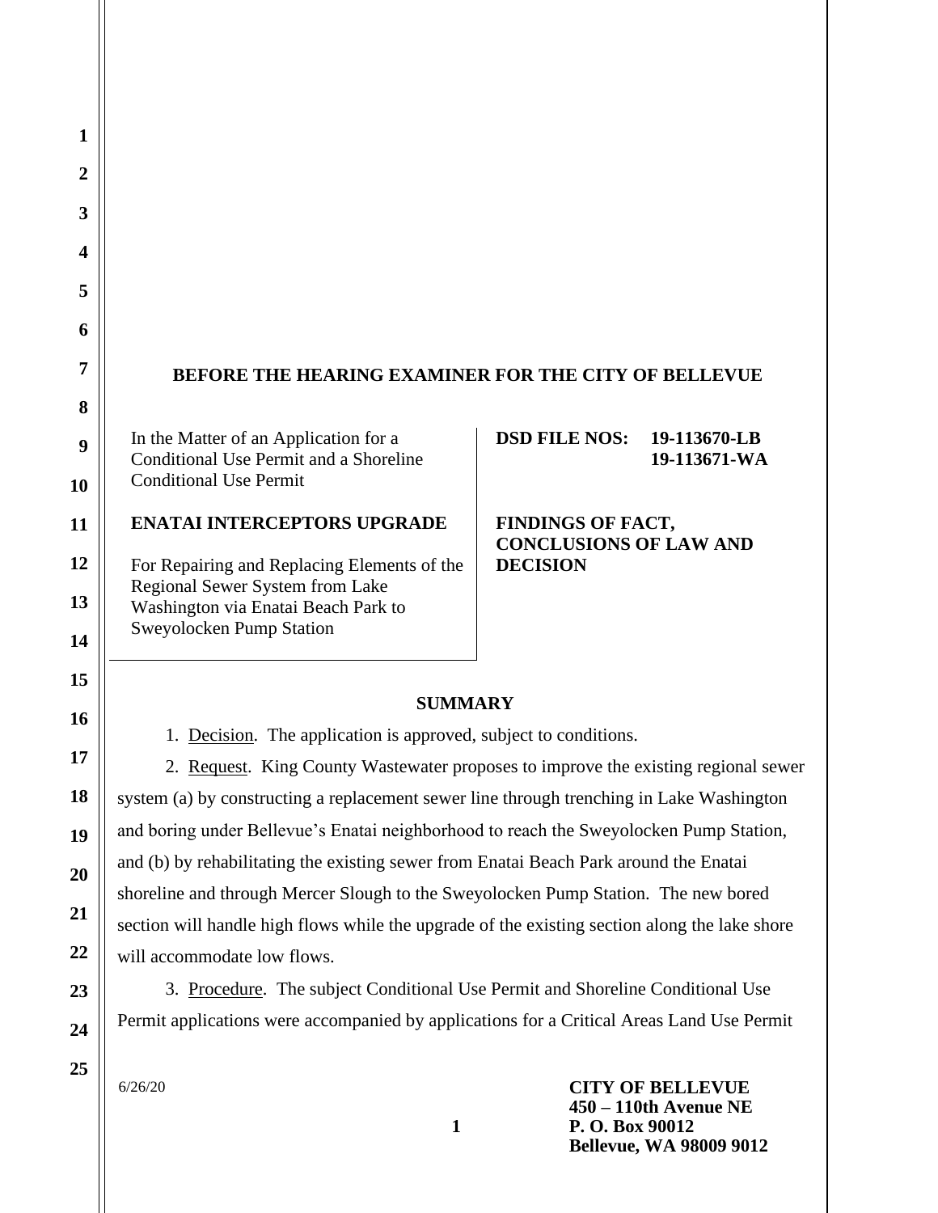# BEFORE THE HEARING EXAMINER FOR THE CITY OF BELLEVUE

| In the Matter of an Application for a Conditional Use Permit and a Shoreline Conditional Use Permit | **DSD FILE NOS: 19-113670-LB 19-113671-WA** |
|---|---|
| **ENATAI INTERCEPTORS UPGRADE** For Repairing and Replacing Elements of the Regional Sewer System from Lake Washington via Enatai Beach Park to Sweyolocken Pump Station | **FINDINGS OF FACT, CONCLUSIONS OF LAW AND DECISION** |

## SUMMARY

1. Decision. The application is approved, subject to conditions.

2. Request. King County Wastewater proposes to improve the existing regional sewer system (a) by constructing a replacement sewer line through trenching in Lake Washington and boring under Bellevue's Enatai neighborhood to reach the Sweyolocken Pump Station, and (b) by rehabilitating the existing sewer from Enatai Beach Park around the Enatai shoreline and through Mercer Slough to the Sweyolocken Pump Station. The new bored section will handle high flows while the upgrade of the existing section along the lake shore will accommodate low flows.

3. Procedure. The subject Conditional Use Permit and Shoreline Conditional Use Permit applications were accompanied by applications for a Critical Areas Land Use Permit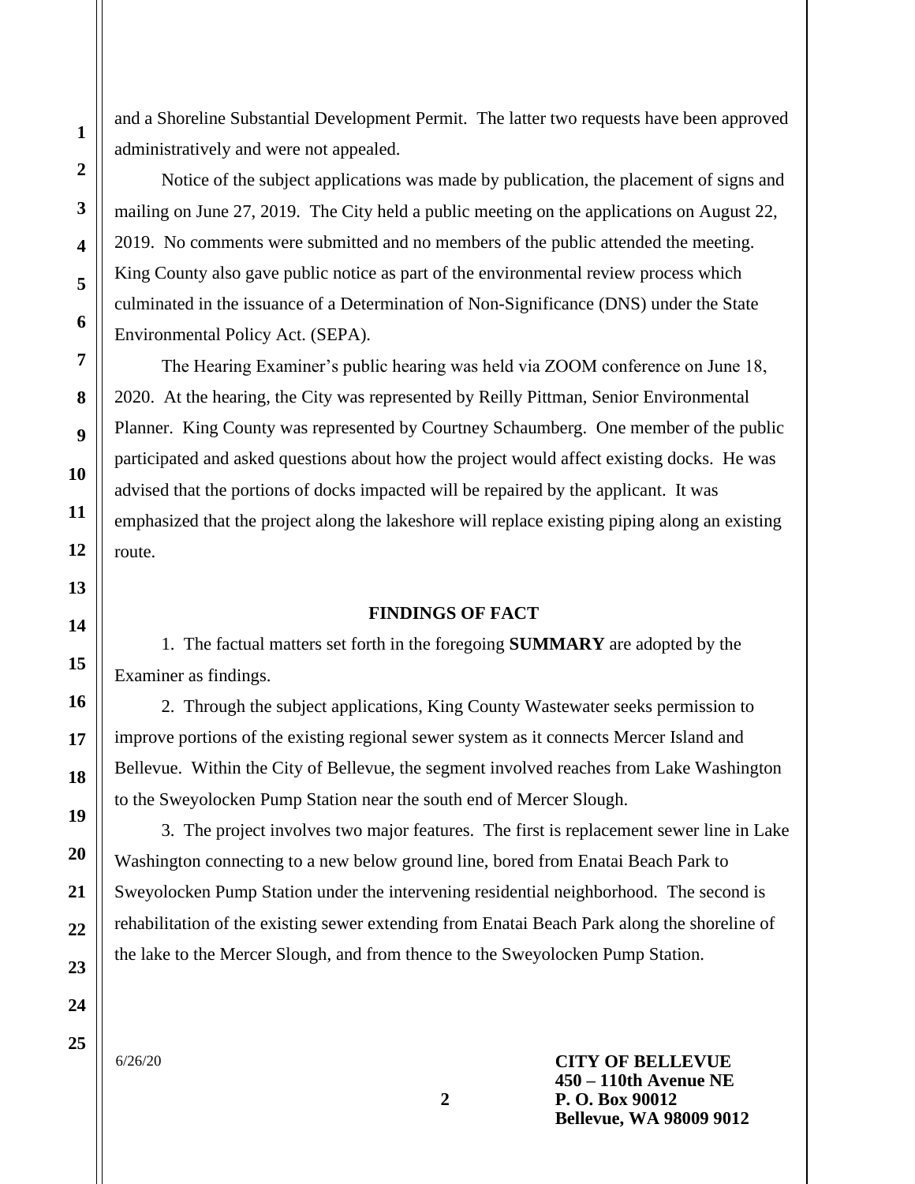and a Shoreline Substantial Development Permit. The latter two requests have been approved administratively and were not appealed.

Notice of the subject applications was made by publication, the placement of signs and mailing on June 27, 2019. The City held a public meeting on the applications on August 22, 2019. No comments were submitted and no members of the public attended the meeting. King County also gave public notice as part of the environmental review process which culminated in the issuance of a Determination of Non-Significance (DNS) under the State Environmental Policy Act. (SEPA).

The Hearing Examiner's public hearing was held via ZOOM conference on June 18, 2020. At the hearing, the City was represented by Reilly Pittman, Senior Environmental Planner. King County was represented by Courtney Schaumberg. One member of the public participated and asked questions about how the project would affect existing docks. He was advised that the portions of docks impacted will be repaired by the applicant. It was emphasized that the project along the lakeshore will replace existing piping along an existing route.

## FINDINGS OF FACT

1. The factual matters set forth in the foregoing **SUMMARY** are adopted by the Examiner as findings.

2. Through the subject applications, King County Wastewater seeks permission to improve portions of the existing regional sewer system as it connects Mercer Island and Bellevue. Within the City of Bellevue, the segment involved reaches from Lake Washington to the Sweyolocken Pump Station near the south end of Mercer Slough.

3. The project involves two major features. The first is replacement sewer line in Lake Washington connecting to a new below ground line, bored from Enatai Beach Park to Sweyolocken Pump Station under the intervening residential neighborhood. The second is rehabilitation of the existing sewer extending from Enatai Beach Park along the shoreline of the lake to the Mercer Slough, and from thence to the Sweyolocken Pump Station.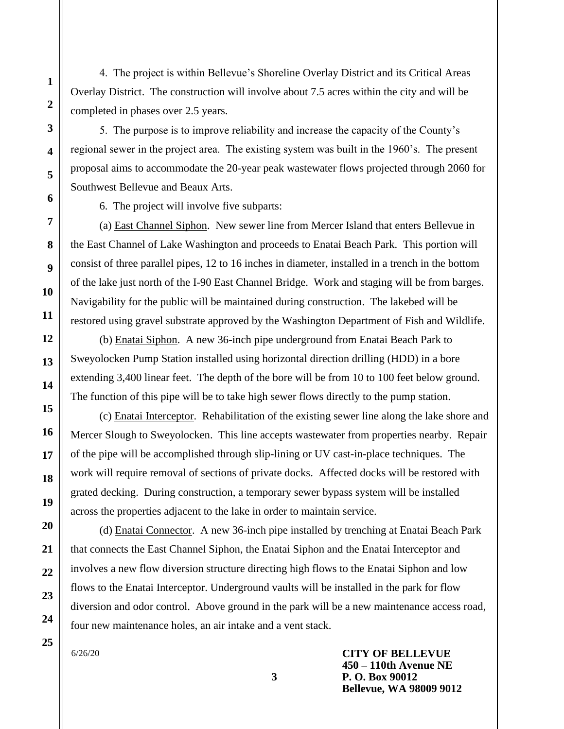4. The project is within Bellevue's Shoreline Overlay District and its Critical Areas Overlay District. The construction will involve about 7.5 acres within the city and will be completed in phases over 2.5 years.

5. The purpose is to improve reliability and increase the capacity of the County's regional sewer in the project area. The existing system was built in the 1960's. The present proposal aims to accommodate the 20-year peak wastewater flows projected through 2060 for Southwest Bellevue and Beaux Arts.

6. The project will involve five subparts:

(a) East Channel Siphon. New sewer line from Mercer Island that enters Bellevue in the East Channel of Lake Washington and proceeds to Enatai Beach Park. This portion will consist of three parallel pipes, 12 to 16 inches in diameter, installed in a trench in the bottom of the lake just north of the I-90 East Channel Bridge. Work and staging will be from barges. Navigability for the public will be maintained during construction. The lakebed will be restored using gravel substrate approved by the Washington Department of Fish and Wildlife.

(b) Enatai Siphon. A new 36-inch pipe underground from Enatai Beach Park to Sweyolocken Pump Station installed using horizontal direction drilling (HDD) in a bore extending 3,400 linear feet. The depth of the bore will be from 10 to 100 feet below ground. The function of this pipe will be to take high sewer flows directly to the pump station.

(c) Enatai Interceptor. Rehabilitation of the existing sewer line along the lake shore and Mercer Slough to Sweyolocken. This line accepts wastewater from properties nearby. Repair of the pipe will be accomplished through slip-lining or UV cast-in-place techniques. The work will require removal of sections of private docks. Affected docks will be restored with grated decking. During construction, a temporary sewer bypass system will be installed across the properties adjacent to the lake in order to maintain service.

(d) Enatai Connector. A new 36-inch pipe installed by trenching at Enatai Beach Park that connects the East Channel Siphon, the Enatai Siphon and the Enatai Interceptor and involves a new flow diversion structure directing high flows to the Enatai Siphon and low flows to the Enatai Interceptor. Underground vaults will be installed in the park for flow diversion and odor control. Above ground in the park will be a new maintenance access road, four new maintenance holes, an air intake and a vent stack.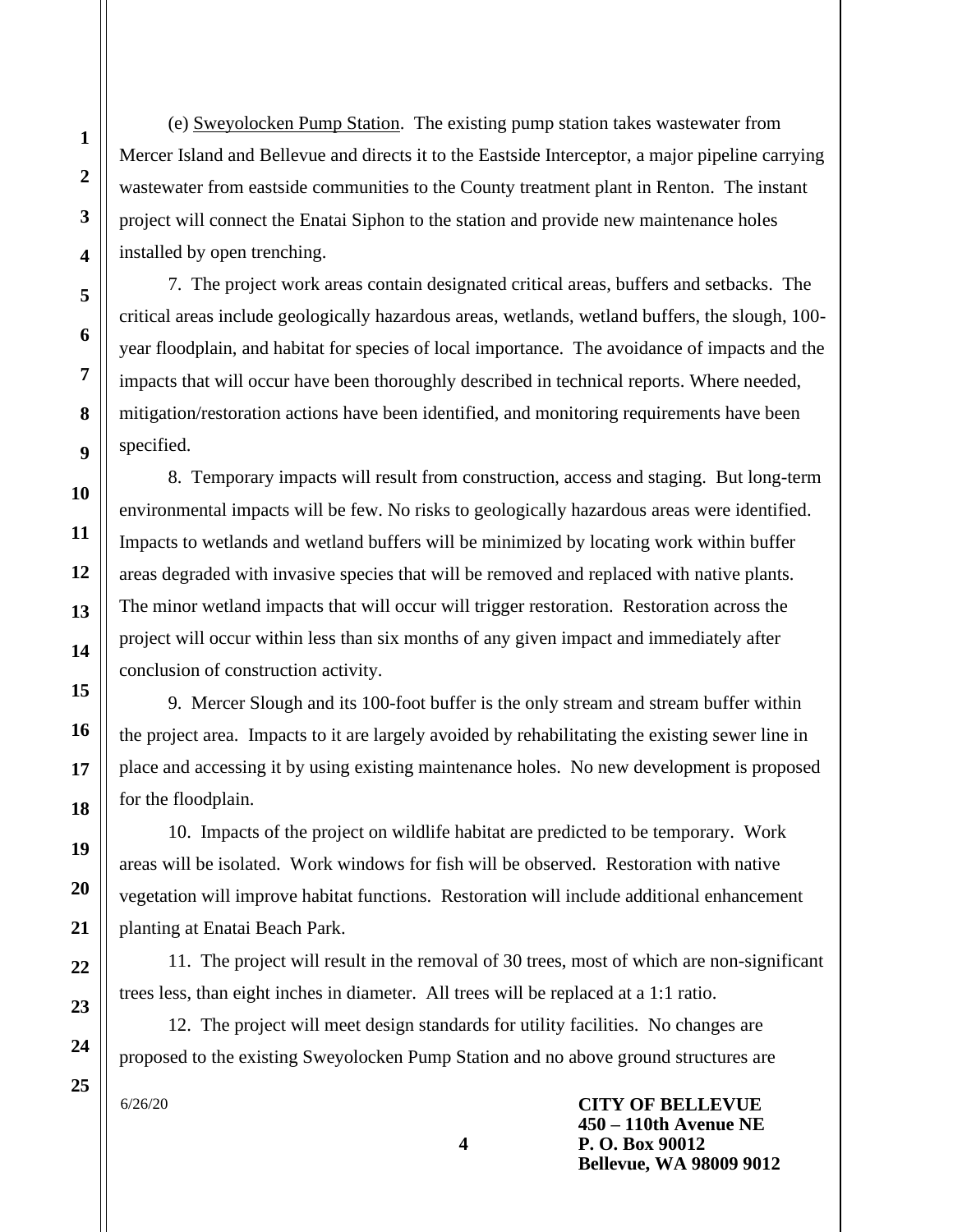(e) Sweyolocken Pump Station. The existing pump station takes wastewater from Mercer Island and Bellevue and directs it to the Eastside Interceptor, a major pipeline carrying wastewater from eastside communities to the County treatment plant in Renton. The instant project will connect the Enatai Siphon to the station and provide new maintenance holes installed by open trenching.

7. The project work areas contain designated critical areas, buffers and setbacks. The critical areas include geologically hazardous areas, wetlands, wetland buffers, the slough, 100-year floodplain, and habitat for species of local importance. The avoidance of impacts and the impacts that will occur have been thoroughly described in technical reports. Where needed, mitigation/restoration actions have been identified, and monitoring requirements have been specified.

8. Temporary impacts will result from construction, access and staging. But long-term environmental impacts will be few. No risks to geologically hazardous areas were identified. Impacts to wetlands and wetland buffers will be minimized by locating work within buffer areas degraded with invasive species that will be removed and replaced with native plants. The minor wetland impacts that will occur will trigger restoration. Restoration across the project will occur within less than six months of any given impact and immediately after conclusion of construction activity.

9. Mercer Slough and its 100-foot buffer is the only stream and stream buffer within the project area. Impacts to it are largely avoided by rehabilitating the existing sewer line in place and accessing it by using existing maintenance holes. No new development is proposed for the floodplain.

10. Impacts of the project on wildlife habitat are predicted to be temporary. Work areas will be isolated. Work windows for fish will be observed. Restoration with native vegetation will improve habitat functions. Restoration will include additional enhancement planting at Enatai Beach Park.

11. The project will result in the removal of 30 trees, most of which are non-significant trees less, than eight inches in diameter. All trees will be replaced at a 1:1 ratio.

12. The project will meet design standards for utility facilities. No changes are proposed to the existing Sweyolocken Pump Station and no above ground structures are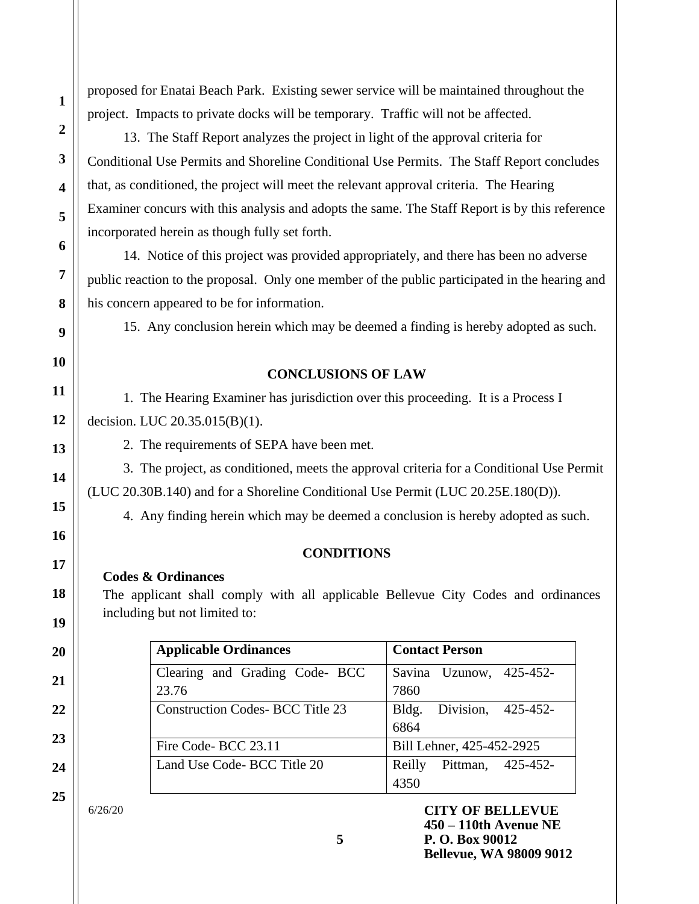proposed for Enatai Beach Park. Existing sewer service will be maintained throughout the project. Impacts to private docks will be temporary. Traffic will not be affected.

13. The Staff Report analyzes the project in light of the approval criteria for Conditional Use Permits and Shoreline Conditional Use Permits. The Staff Report concludes that, as conditioned, the project will meet the relevant approval criteria. The Hearing Examiner concurs with this analysis and adopts the same. The Staff Report is by this reference incorporated herein as though fully set forth.

14. Notice of this project was provided appropriately, and there has been no adverse public reaction to the proposal. Only one member of the public participated in the hearing and his concern appeared to be for information.

15. Any conclusion herein which may be deemed a finding is hereby adopted as such.

## CONCLUSIONS OF LAW

1. The Hearing Examiner has jurisdiction over this proceeding. It is a Process I decision. LUC 20.35.015(B)(1).

2. The requirements of SEPA have been met.

3. The project, as conditioned, meets the approval criteria for a Conditional Use Permit (LUC 20.30B.140) and for a Shoreline Conditional Use Permit (LUC 20.25E.180(D)).

4. Any finding herein which may be deemed a conclusion is hereby adopted as such.

## CONDITIONS

**Codes & Ordinances**

The applicant shall comply with all applicable Bellevue City Codes and ordinances including but not limited to:

| Applicable Ordinances | Contact Person |
|---|---|
| Clearing and Grading Code- BCC 23.76 | Savina Uzunow, 425-452-7860 |
| Construction Codes- BCC Title 23 | Bldg. Division, 425-452-6864 |
| Fire Code- BCC 23.11 | Bill Lehner, 425-452-2925 |
| Land Use Code- BCC Title 20 | Reilly Pittman, 425-452-4350 |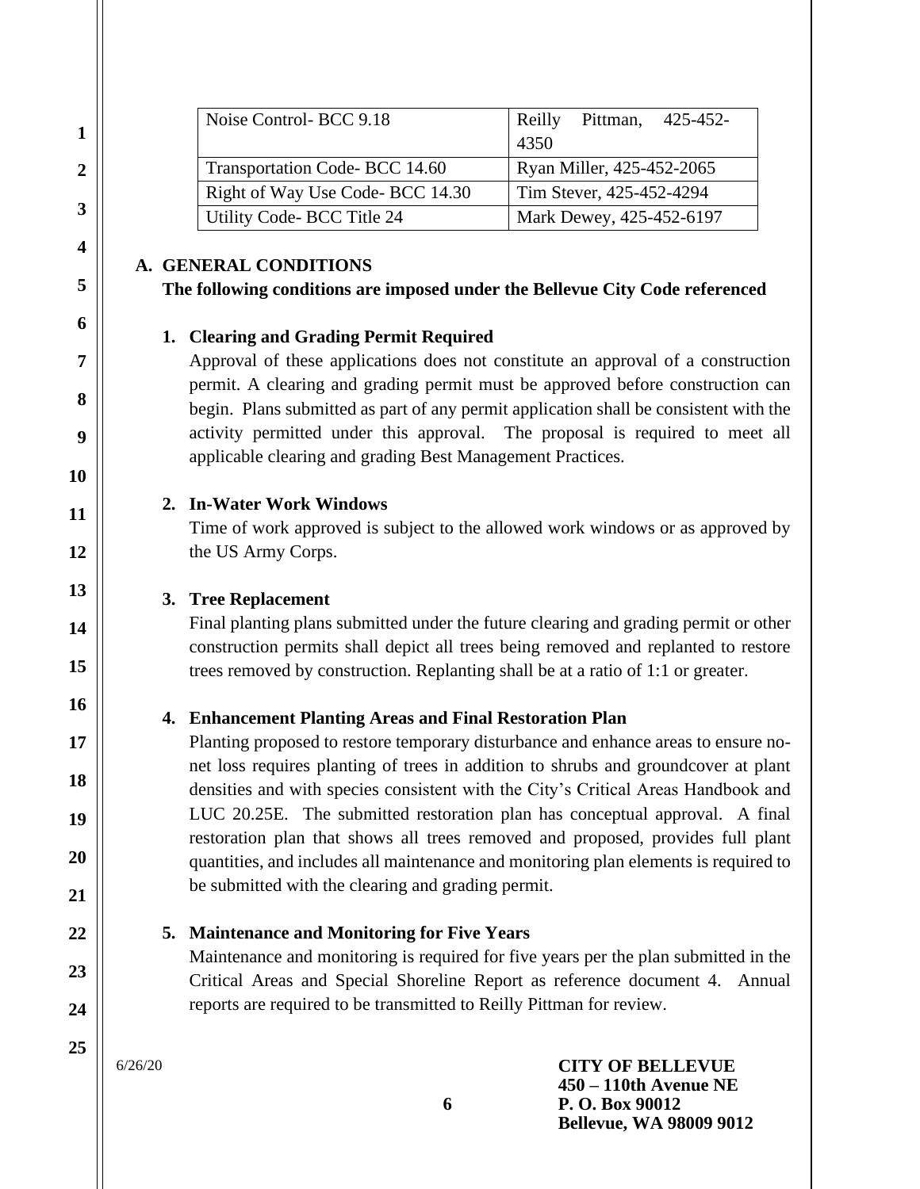| Noise Control- BCC 9.18 | Reilly Pittman, 425-452-4350 |
|---|---|
| Transportation Code- BCC 14.60 | Ryan Miller, 425-452-2065 |
| Right of Way Use Code- BCC 14.30 | Tim Stever, 425-452-4294 |
| Utility Code- BCC Title 24 | Mark Dewey, 425-452-6197 |

## A. GENERAL CONDITIONS

**The following conditions are imposed under the Bellevue City Code referenced**

### 1. Clearing and Grading Permit Required

Approval of these applications does not constitute an approval of a construction permit. A clearing and grading permit must be approved before construction can begin. Plans submitted as part of any permit application shall be consistent with the activity permitted under this approval. The proposal is required to meet all applicable clearing and grading Best Management Practices.

### 2. In-Water Work Windows

Time of work approved is subject to the allowed work windows or as approved by the US Army Corps.

### 3. Tree Replacement

Final planting plans submitted under the future clearing and grading permit or other construction permits shall depict all trees being removed and replanted to restore trees removed by construction. Replanting shall be at a ratio of 1:1 or greater.

### 4. Enhancement Planting Areas and Final Restoration Plan

Planting proposed to restore temporary disturbance and enhance areas to ensure no-net loss requires planting of trees in addition to shrubs and groundcover at plant densities and with species consistent with the City's Critical Areas Handbook and LUC 20.25E. The submitted restoration plan has conceptual approval. A final restoration plan that shows all trees removed and proposed, provides full plant quantities, and includes all maintenance and monitoring plan elements is required to be submitted with the clearing and grading permit.

### 5. Maintenance and Monitoring for Five Years

Maintenance and monitoring is required for five years per the plan submitted in the Critical Areas and Special Shoreline Report as reference document 4. Annual reports are required to be transmitted to Reilly Pittman for review.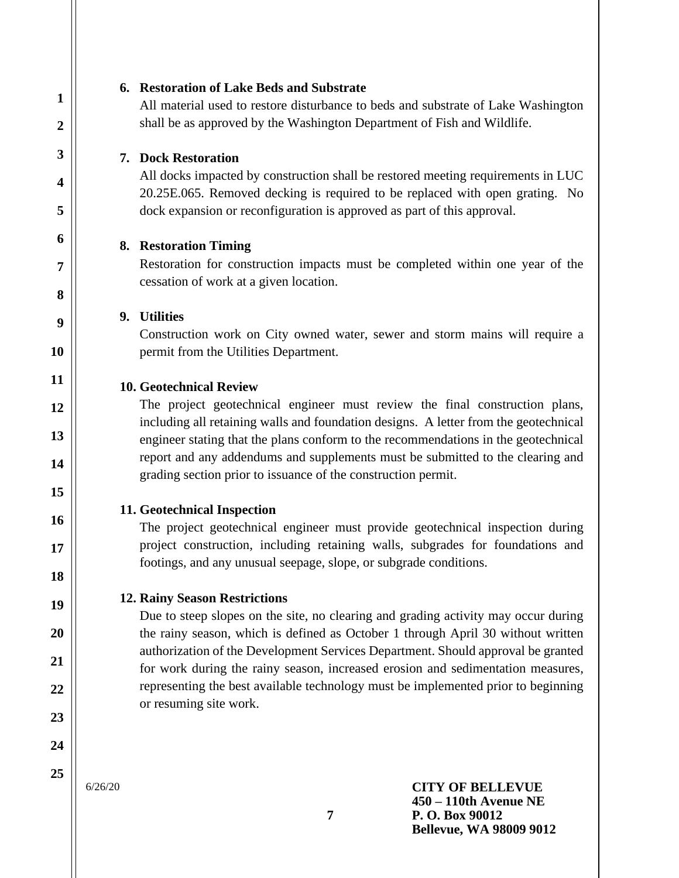**6. Restoration of Lake Beds and Substrate**

All material used to restore disturbance to beds and substrate of Lake Washington shall be as approved by the Washington Department of Fish and Wildlife.

**7. Dock Restoration**

All docks impacted by construction shall be restored meeting requirements in LUC 20.25E.065. Removed decking is required to be replaced with open grating. No dock expansion or reconfiguration is approved as part of this approval.

**8. Restoration Timing**

Restoration for construction impacts must be completed within one year of the cessation of work at a given location.

**9. Utilities**

Construction work on City owned water, sewer and storm mains will require a permit from the Utilities Department.

**10. Geotechnical Review**

The project geotechnical engineer must review the final construction plans, including all retaining walls and foundation designs. A letter from the geotechnical engineer stating that the plans conform to the recommendations in the geotechnical report and any addendums and supplements must be submitted to the clearing and grading section prior to issuance of the construction permit.

**11. Geotechnical Inspection**

The project geotechnical engineer must provide geotechnical inspection during project construction, including retaining walls, subgrades for foundations and footings, and any unusual seepage, slope, or subgrade conditions.

**12. Rainy Season Restrictions**

Due to steep slopes on the site, no clearing and grading activity may occur during the rainy season, which is defined as October 1 through April 30 without written authorization of the Development Services Department. Should approval be granted for work during the rainy season, increased erosion and sedimentation measures, representing the best available technology must be implemented prior to beginning or resuming site work.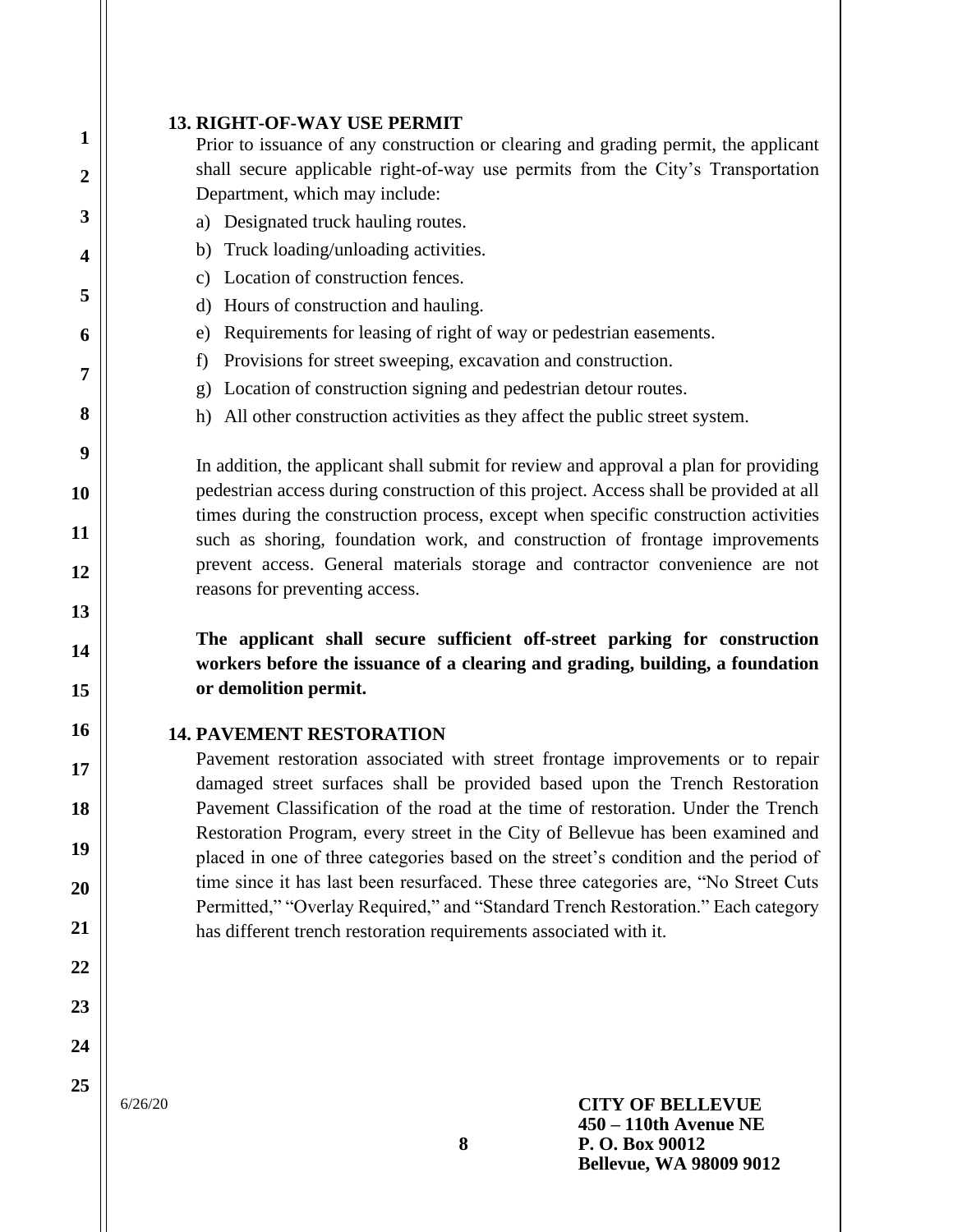### 13. RIGHT-OF-WAY USE PERMIT

Prior to issuance of any construction or clearing and grading permit, the applicant shall secure applicable right-of-way use permits from the City's Transportation Department, which may include:

a) Designated truck hauling routes.
b) Truck loading/unloading activities.
c) Location of construction fences.
d) Hours of construction and hauling.
e) Requirements for leasing of right of way or pedestrian easements.
f) Provisions for street sweeping, excavation and construction.
g) Location of construction signing and pedestrian detour routes.
h) All other construction activities as they affect the public street system.

In addition, the applicant shall submit for review and approval a plan for providing pedestrian access during construction of this project. Access shall be provided at all times during the construction process, except when specific construction activities such as shoring, foundation work, and construction of frontage improvements prevent access. General materials storage and contractor convenience are not reasons for preventing access.

**The applicant shall secure sufficient off-street parking for construction workers before the issuance of a clearing and grading, building, a foundation or demolition permit.**

### 14. PAVEMENT RESTORATION

Pavement restoration associated with street frontage improvements or to repair damaged street surfaces shall be provided based upon the Trench Restoration Pavement Classification of the road at the time of restoration. Under the Trench Restoration Program, every street in the City of Bellevue has been examined and placed in one of three categories based on the street's condition and the period of time since it has last been resurfaced. These three categories are, "No Street Cuts Permitted," "Overlay Required," and "Standard Trench Restoration." Each category has different trench restoration requirements associated with it.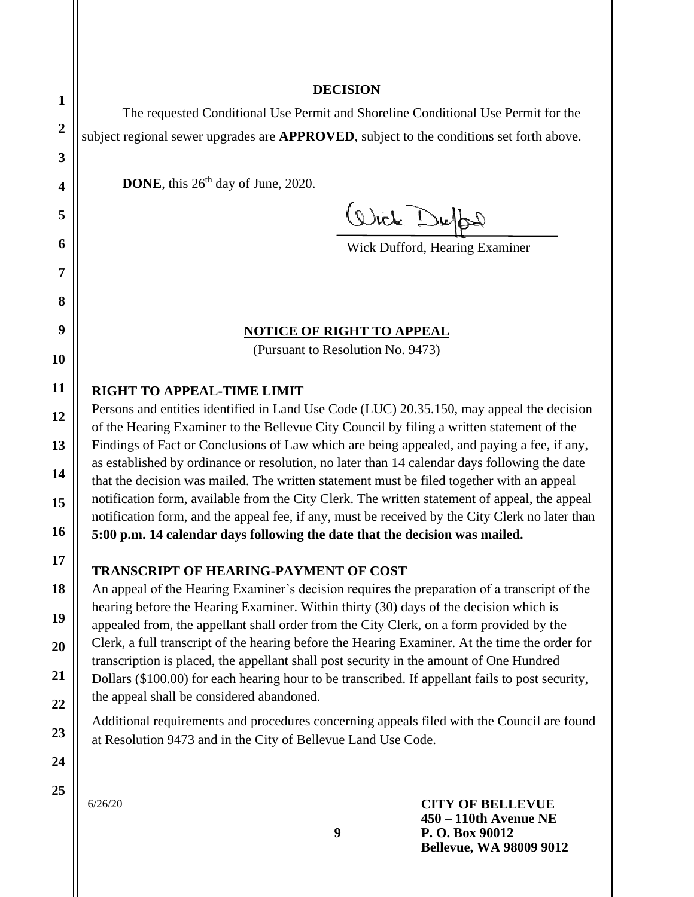## DECISION

The requested Conditional Use Permit and Shoreline Conditional Use Permit for the subject regional sewer upgrades are **APPROVED**, subject to the conditions set forth above.

**DONE**, this 26th day of June, 2020.

Wick Dufford, Hearing Examiner

## NOTICE OF RIGHT TO APPEAL

(Pursuant to Resolution No. 9473)

**RIGHT TO APPEAL-TIME LIMIT**

Persons and entities identified in Land Use Code (LUC) 20.35.150, may appeal the decision of the Hearing Examiner to the Bellevue City Council by filing a written statement of the Findings of Fact or Conclusions of Law which are being appealed, and paying a fee, if any, as established by ordinance or resolution, no later than 14 calendar days following the date that the decision was mailed. The written statement must be filed together with an appeal notification form, available from the City Clerk. The written statement of appeal, the appeal notification form, and the appeal fee, if any, must be received by the City Clerk no later than **5:00 p.m. 14 calendar days following the date that the decision was mailed.**

**TRANSCRIPT OF HEARING-PAYMENT OF COST**

An appeal of the Hearing Examiner's decision requires the preparation of a transcript of the hearing before the Hearing Examiner. Within thirty (30) days of the decision which is appealed from, the appellant shall order from the City Clerk, on a form provided by the Clerk, a full transcript of the hearing before the Hearing Examiner. At the time the order for transcription is placed, the appellant shall post security in the amount of One Hundred Dollars ($100.00) for each hearing hour to be transcribed. If appellant fails to post security, the appeal shall be considered abandoned.

Additional requirements and procedures concerning appeals filed with the Council are found at Resolution 9473 and in the City of Bellevue Land Use Code.